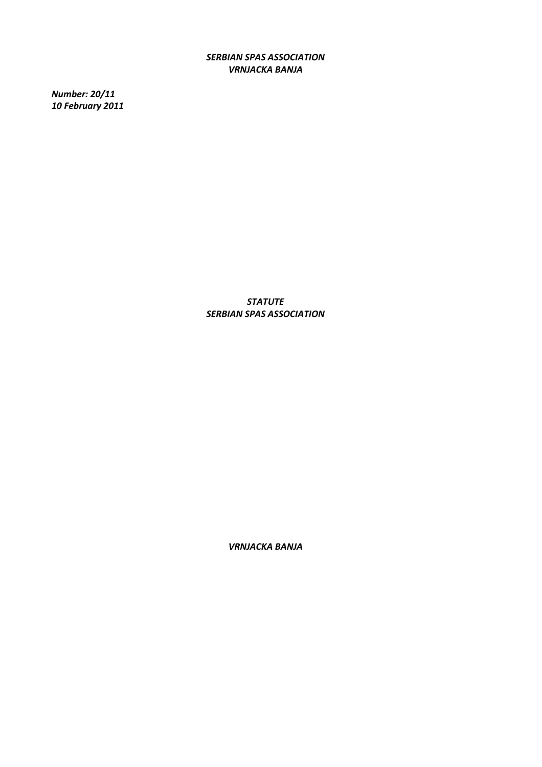***SERBIAN SPAS ASSOCIATION***
***VRNJACKA BANJA***

***Number: 20/11***
***10 February 2011***

# *STATUTE*
# *SERBIAN SPAS ASSOCIATION*

***VRNJACKA BANJA***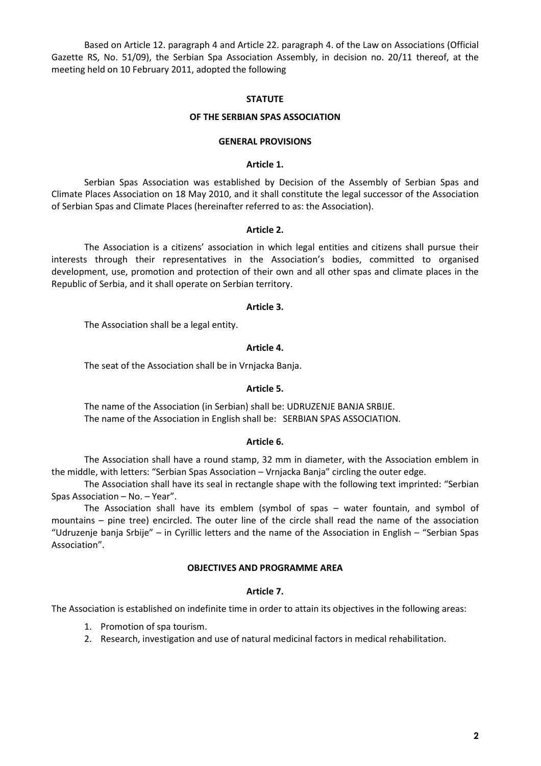Based on Article 12. paragraph 4 and Article 22. paragraph 4. of the Law on Associations (Official Gazette RS, No. 51/09), the Serbian Spa Association Assembly, in decision no. 20/11 thereof, at the meeting held on 10 February 2011, adopted the following

# STATUTE

# OF THE SERBIAN SPAS ASSOCIATION

## GENERAL PROVISIONS

### Article 1.

Serbian Spas Association was established by Decision of the Assembly of Serbian Spas and Climate Places Association on 18 May 2010, and it shall constitute the legal successor of the Association of Serbian Spas and Climate Places (hereinafter referred to as: the Association).

### Article 2.

The Association is a citizens' association in which legal entities and citizens shall pursue their interests through their representatives in the Association's bodies, committed to organised development, use, promotion and protection of their own and all other spas and climate places in the Republic of Serbia, and it shall operate on Serbian territory.

### Article 3.

The Association shall be a legal entity.

### Article 4.

The seat of the Association shall be in Vrnjacka Banja.

### Article 5.

The name of the Association (in Serbian) shall be: UDRUZENJE BANJA SRBIJE.
The name of the Association in English shall be: SERBIAN SPAS ASSOCIATION.

### Article 6.

The Association shall have a round stamp, 32 mm in diameter, with the Association emblem in the middle, with letters: "Serbian Spas Association – Vrnjacka Banja" circling the outer edge.

The Association shall have its seal in rectangle shape with the following text imprinted: "Serbian Spas Association – No. – Year".

The Association shall have its emblem (symbol of spas – water fountain, and symbol of mountains – pine tree) encircled. The outer line of the circle shall read the name of the association "Udruzenje banja Srbije" – in Cyrillic letters and the name of the Association in English – "Serbian Spas Association".

## OBJECTIVES AND PROGRAMME AREA

### Article 7.

The Association is established on indefinite time in order to attain its objectives in the following areas:

1. Promotion of spa tourism.
2. Research, investigation and use of natural medicinal factors in medical rehabilitation.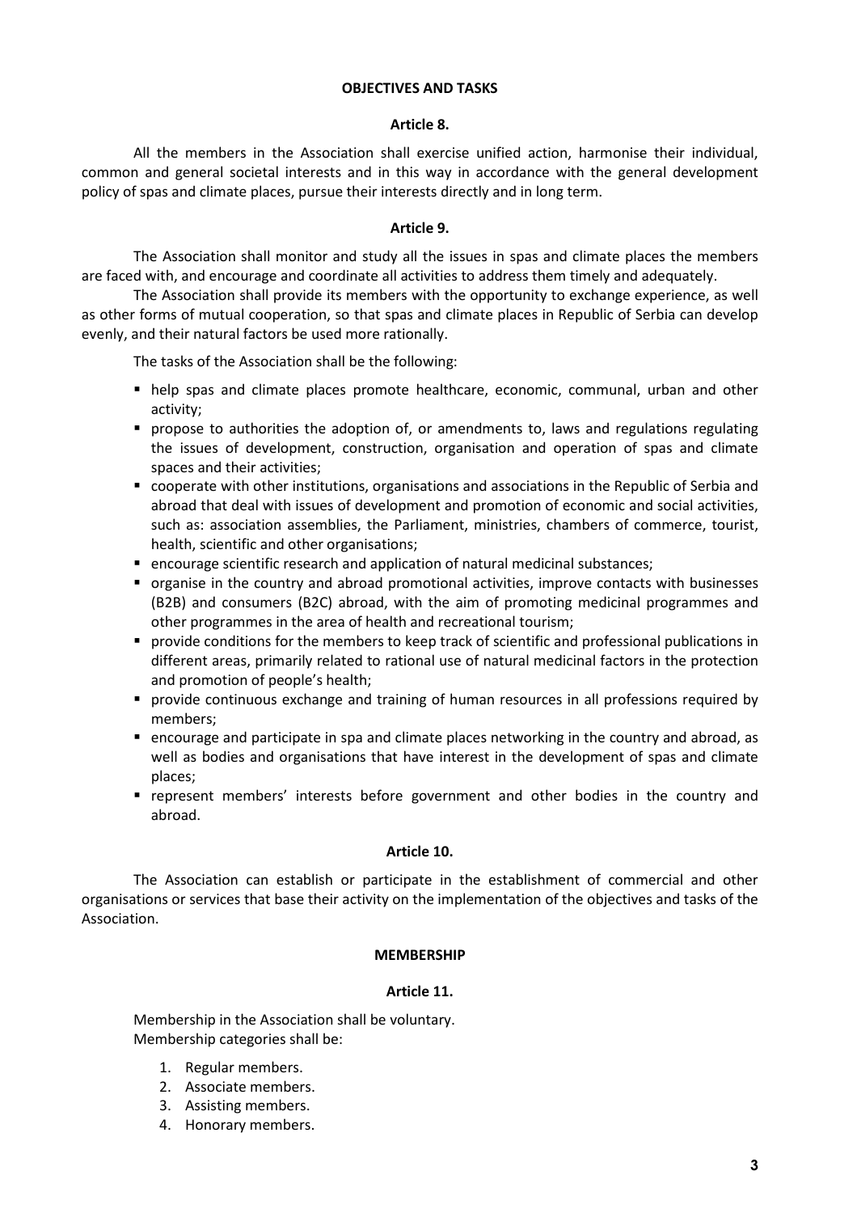## OBJECTIVES AND TASKS

### Article 8.

All the members in the Association shall exercise unified action, harmonise their individual, common and general societal interests and in this way in accordance with the general development policy of spas and climate places, pursue their interests directly and in long term.

### Article 9.

The Association shall monitor and study all the issues in spas and climate places the members are faced with, and encourage and coordinate all activities to address them timely and adequately.

The Association shall provide its members with the opportunity to exchange experience, as well as other forms of mutual cooperation, so that spas and climate places in Republic of Serbia can develop evenly, and their natural factors be used more rationally.

The tasks of the Association shall be the following:

- help spas and climate places promote healthcare, economic, communal, urban and other activity;
- propose to authorities the adoption of, or amendments to, laws and regulations regulating the issues of development, construction, organisation and operation of spas and climate spaces and their activities;
- cooperate with other institutions, organisations and associations in the Republic of Serbia and abroad that deal with issues of development and promotion of economic and social activities, such as: association assemblies, the Parliament, ministries, chambers of commerce, tourist, health, scientific and other organisations;
- encourage scientific research and application of natural medicinal substances;
- organise in the country and abroad promotional activities, improve contacts with businesses (B2B) and consumers (B2C) abroad, with the aim of promoting medicinal programmes and other programmes in the area of health and recreational tourism;
- provide conditions for the members to keep track of scientific and professional publications in different areas, primarily related to rational use of natural medicinal factors in the protection and promotion of people's health;
- provide continuous exchange and training of human resources in all professions required by members;
- encourage and participate in spa and climate places networking in the country and abroad, as well as bodies and organisations that have interest in the development of spas and climate places;
- represent members' interests before government and other bodies in the country and abroad.

### Article 10.

The Association can establish or participate in the establishment of commercial and other organisations or services that base their activity on the implementation of the objectives and tasks of the Association.

## MEMBERSHIP

### Article 11.

Membership in the Association shall be voluntary.
Membership categories shall be:

1. Regular members.
2. Associate members.
3. Assisting members.
4. Honorary members.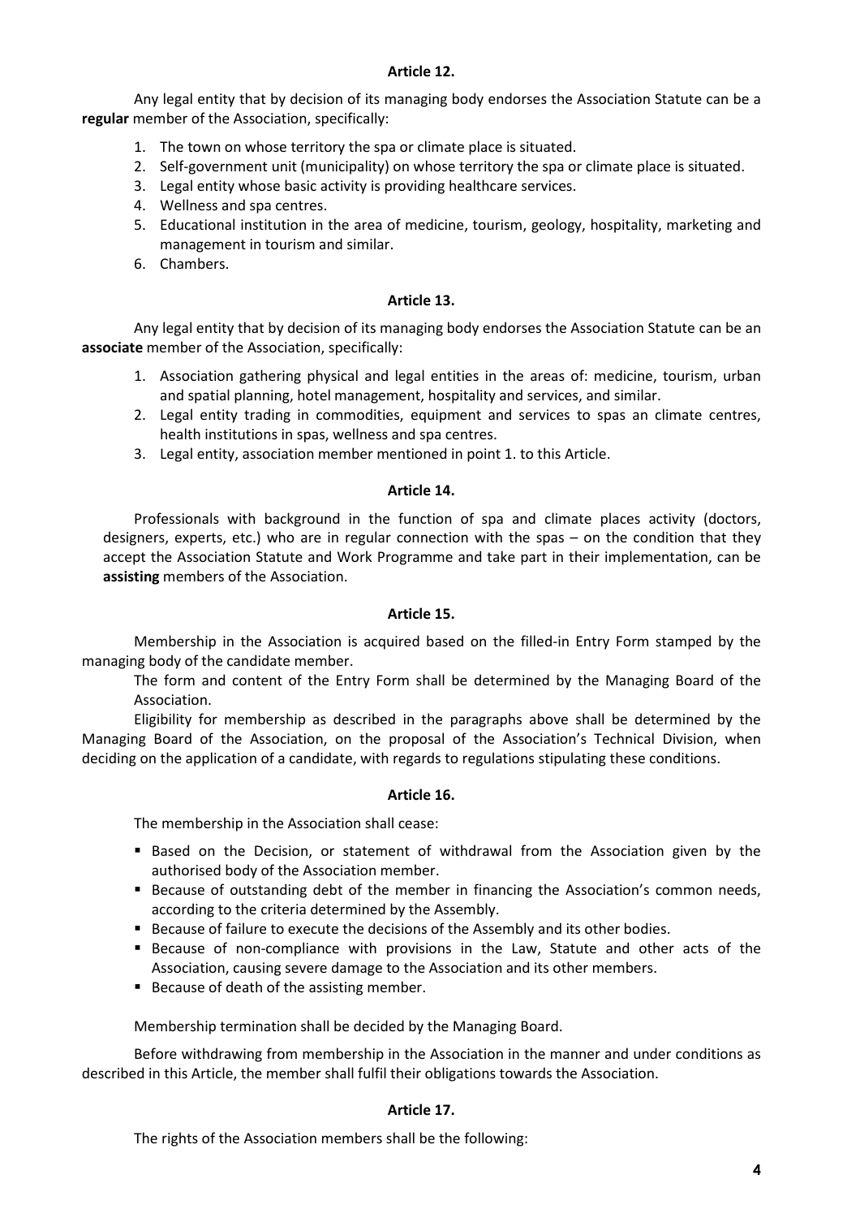**Article 12.**

Any legal entity that by decision of its managing body endorses the Association Statute can be a **regular** member of the Association, specifically:

1. The town on whose territory the spa or climate place is situated.
2. Self-government unit (municipality) on whose territory the spa or climate place is situated.
3. Legal entity whose basic activity is providing healthcare services.
4. Wellness and spa centres.
5. Educational institution in the area of medicine, tourism, geology, hospitality, marketing and management in tourism and similar.
6. Chambers.

**Article 13.**

Any legal entity that by decision of its managing body endorses the Association Statute can be an **associate** member of the Association, specifically:

1. Association gathering physical and legal entities in the areas of: medicine, tourism, urban and spatial planning, hotel management, hospitality and services, and similar.
2. Legal entity trading in commodities, equipment and services to spas an climate centres, health institutions in spas, wellness and spa centres.
3. Legal entity, association member mentioned in point 1. to this Article.

**Article 14.**

Professionals with background in the function of spa and climate places activity (doctors, designers, experts, etc.) who are in regular connection with the spas – on the condition that they accept the Association Statute and Work Programme and take part in their implementation, can be **assisting** members of the Association.

**Article 15.**

Membership in the Association is acquired based on the filled-in Entry Form stamped by the managing body of the candidate member.

The form and content of the Entry Form shall be determined by the Managing Board of the Association.

Eligibility for membership as described in the paragraphs above shall be determined by the Managing Board of the Association, on the proposal of the Association's Technical Division, when deciding on the application of a candidate, with regards to regulations stipulating these conditions.

**Article 16.**

The membership in the Association shall cease:

- Based on the Decision, or statement of withdrawal from the Association given by the authorised body of the Association member.
- Because of outstanding debt of the member in financing the Association's common needs, according to the criteria determined by the Assembly.
- Because of failure to execute the decisions of the Assembly and its other bodies.
- Because of non-compliance with provisions in the Law, Statute and other acts of the Association, causing severe damage to the Association and its other members.
- Because of death of the assisting member.

Membership termination shall be decided by the Managing Board.

Before withdrawing from membership in the Association in the manner and under conditions as described in this Article, the member shall fulfil their obligations towards the Association.

**Article 17.**

The rights of the Association members shall be the following: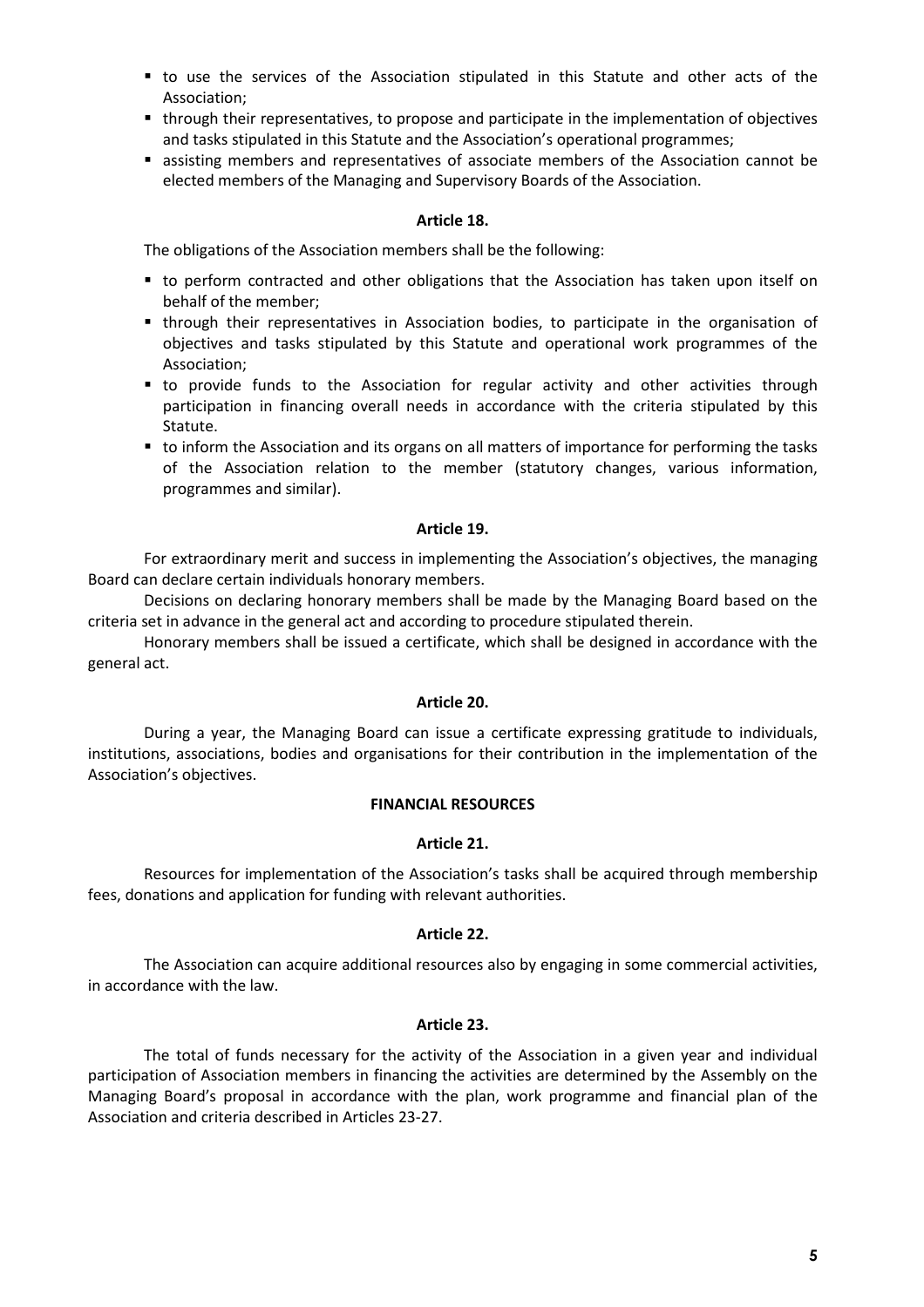- to use the services of the Association stipulated in this Statute and other acts of the Association;
- through their representatives, to propose and participate in the implementation of objectives and tasks stipulated in this Statute and the Association's operational programmes;
- assisting members and representatives of associate members of the Association cannot be elected members of the Managing and Supervisory Boards of the Association.

**Article 18.**

The obligations of the Association members shall be the following:

- to perform contracted and other obligations that the Association has taken upon itself on behalf of the member;
- through their representatives in Association bodies, to participate in the organisation of objectives and tasks stipulated by this Statute and operational work programmes of the Association;
- to provide funds to the Association for regular activity and other activities through participation in financing overall needs in accordance with the criteria stipulated by this Statute.
- to inform the Association and its organs on all matters of importance for performing the tasks of the Association relation to the member (statutory changes, various information, programmes and similar).

**Article 19.**

For extraordinary merit and success in implementing the Association's objectives, the managing Board can declare certain individuals honorary members.

Decisions on declaring honorary members shall be made by the Managing Board based on the criteria set in advance in the general act and according to procedure stipulated therein.

Honorary members shall be issued a certificate, which shall be designed in accordance with the general act.

**Article 20.**

During a year, the Managing Board can issue a certificate expressing gratitude to individuals, institutions, associations, bodies and organisations for their contribution in the implementation of the Association's objectives.

**FINANCIAL RESOURCES**

**Article 21.**

Resources for implementation of the Association's tasks shall be acquired through membership fees, donations and application for funding with relevant authorities.

**Article 22.**

The Association can acquire additional resources also by engaging in some commercial activities, in accordance with the law.

**Article 23.**

The total of funds necessary for the activity of the Association in a given year and individual participation of Association members in financing the activities are determined by the Assembly on the Managing Board's proposal in accordance with the plan, work programme and financial plan of the Association and criteria described in Articles 23-27.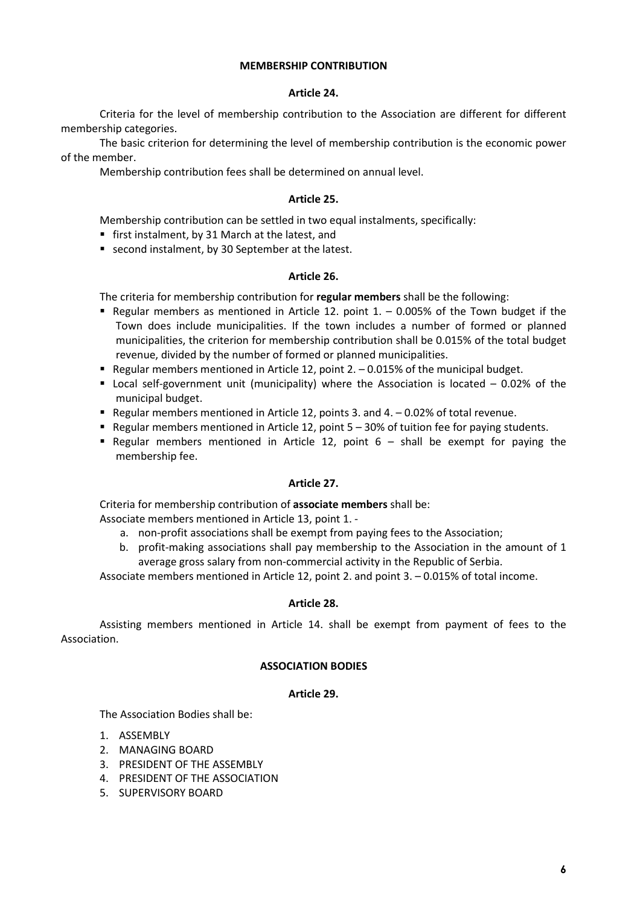## MEMBERSHIP CONTRIBUTION

### Article 24.

Criteria for the level of membership contribution to the Association are different for different membership categories.

The basic criterion for determining the level of membership contribution is the economic power of the member.

Membership contribution fees shall be determined on annual level.

### Article 25.

Membership contribution can be settled in two equal instalments, specifically:

- first instalment, by 31 March at the latest, and
- second instalment, by 30 September at the latest.

### Article 26.

The criteria for membership contribution for **regular members** shall be the following:

- Regular members as mentioned in Article 12. point 1. – 0.005% of the Town budget if the Town does include municipalities. If the town includes a number of formed or planned municipalities, the criterion for membership contribution shall be 0.015% of the total budget revenue, divided by the number of formed or planned municipalities.
- Regular members mentioned in Article 12, point 2. – 0.015% of the municipal budget.
- Local self-government unit (municipality) where the Association is located – 0.02% of the municipal budget.
- Regular members mentioned in Article 12, points 3. and 4. – 0.02% of total revenue.
- Regular members mentioned in Article 12, point 5 – 30% of tuition fee for paying students.
- Regular members mentioned in Article 12, point 6 – shall be exempt for paying the membership fee.

### Article 27.

Criteria for membership contribution of **associate members** shall be:

Associate members mentioned in Article 13, point 1. -

a. non-profit associations shall be exempt from paying fees to the Association;
b. profit-making associations shall pay membership to the Association in the amount of 1 average gross salary from non-commercial activity in the Republic of Serbia.

Associate members mentioned in Article 12, point 2. and point 3. – 0.015% of total income.

### Article 28.

Assisting members mentioned in Article 14. shall be exempt from payment of fees to the Association.

## ASSOCIATION BODIES

### Article 29.

The Association Bodies shall be:

1. ASSEMBLY
2. MANAGING BOARD
3. PRESIDENT OF THE ASSEMBLY
4. PRESIDENT OF THE ASSOCIATION
5. SUPERVISORY BOARD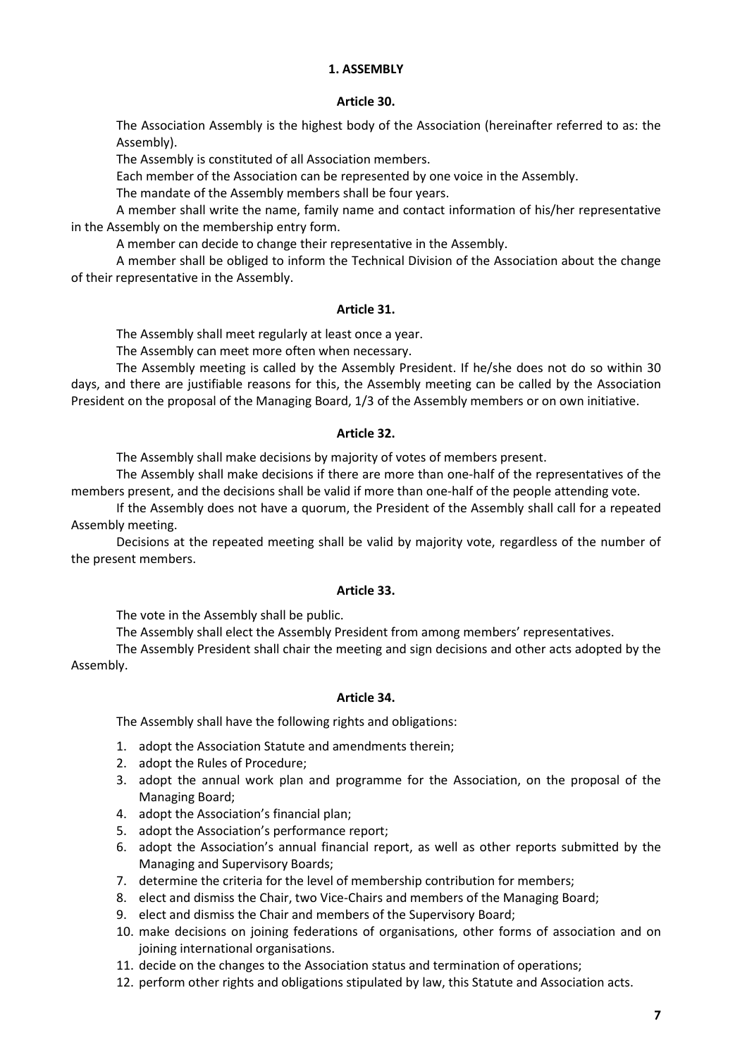## 1. ASSEMBLY

### Article 30.

The Association Assembly is the highest body of the Association (hereinafter referred to as: the Assembly).

The Assembly is constituted of all Association members.

Each member of the Association can be represented by one voice in the Assembly.

The mandate of the Assembly members shall be four years.

A member shall write the name, family name and contact information of his/her representative in the Assembly on the membership entry form.

A member can decide to change their representative in the Assembly.

A member shall be obliged to inform the Technical Division of the Association about the change of their representative in the Assembly.

### Article 31.

The Assembly shall meet regularly at least once a year.

The Assembly can meet more often when necessary.

The Assembly meeting is called by the Assembly President. If he/she does not do so within 30 days, and there are justifiable reasons for this, the Assembly meeting can be called by the Association President on the proposal of the Managing Board, 1/3 of the Assembly members or on own initiative.

### Article 32.

The Assembly shall make decisions by majority of votes of members present.

The Assembly shall make decisions if there are more than one-half of the representatives of the members present, and the decisions shall be valid if more than one-half of the people attending vote.

If the Assembly does not have a quorum, the President of the Assembly shall call for a repeated Assembly meeting.

Decisions at the repeated meeting shall be valid by majority vote, regardless of the number of the present members.

### Article 33.

The vote in the Assembly shall be public.

The Assembly shall elect the Assembly President from among members' representatives.

The Assembly President shall chair the meeting and sign decisions and other acts adopted by the Assembly.

### Article 34.

The Assembly shall have the following rights and obligations:

1. adopt the Association Statute and amendments therein;
2. adopt the Rules of Procedure;
3. adopt the annual work plan and programme for the Association, on the proposal of the Managing Board;
4. adopt the Association's financial plan;
5. adopt the Association's performance report;
6. adopt the Association's annual financial report, as well as other reports submitted by the Managing and Supervisory Boards;
7. determine the criteria for the level of membership contribution for members;
8. elect and dismiss the Chair, two Vice-Chairs and members of the Managing Board;
9. elect and dismiss the Chair and members of the Supervisory Board;
10. make decisions on joining federations of organisations, other forms of association and on joining international organisations.
11. decide on the changes to the Association status and termination of operations;
12. perform other rights and obligations stipulated by law, this Statute and Association acts.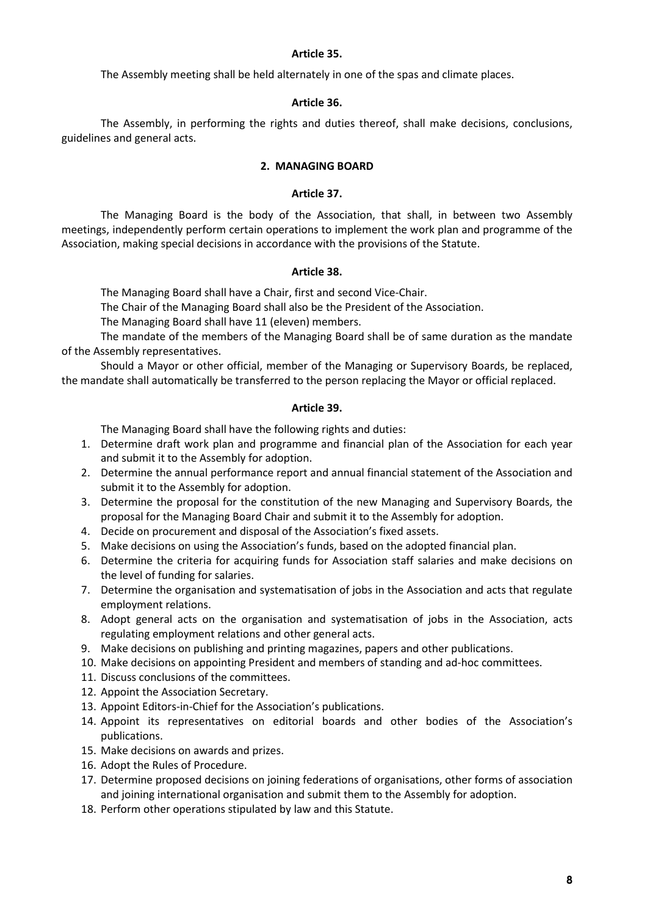**Article 35.**

The Assembly meeting shall be held alternately in one of the spas and climate places.

**Article 36.**

The Assembly, in performing the rights and duties thereof, shall make decisions, conclusions, guidelines and general acts.

## 2. MANAGING BOARD

**Article 37.**

The Managing Board is the body of the Association, that shall, in between two Assembly meetings, independently perform certain operations to implement the work plan and programme of the Association, making special decisions in accordance with the provisions of the Statute.

**Article 38.**

The Managing Board shall have a Chair, first and second Vice-Chair.

The Chair of the Managing Board shall also be the President of the Association.

The Managing Board shall have 11 (eleven) members.

The mandate of the members of the Managing Board shall be of same duration as the mandate of the Assembly representatives.

Should a Mayor or other official, member of the Managing or Supervisory Boards, be replaced, the mandate shall automatically be transferred to the person replacing the Mayor or official replaced.

**Article 39.**

The Managing Board shall have the following rights and duties:

1. Determine draft work plan and programme and financial plan of the Association for each year and submit it to the Assembly for adoption.
2. Determine the annual performance report and annual financial statement of the Association and submit it to the Assembly for adoption.
3. Determine the proposal for the constitution of the new Managing and Supervisory Boards, the proposal for the Managing Board Chair and submit it to the Assembly for adoption.
4. Decide on procurement and disposal of the Association's fixed assets.
5. Make decisions on using the Association's funds, based on the adopted financial plan.
6. Determine the criteria for acquiring funds for Association staff salaries and make decisions on the level of funding for salaries.
7. Determine the organisation and systematisation of jobs in the Association and acts that regulate employment relations.
8. Adopt general acts on the organisation and systematisation of jobs in the Association, acts regulating employment relations and other general acts.
9. Make decisions on publishing and printing magazines, papers and other publications.
10. Make decisions on appointing President and members of standing and ad-hoc committees.
11. Discuss conclusions of the committees.
12. Appoint the Association Secretary.
13. Appoint Editors-in-Chief for the Association's publications.
14. Appoint its representatives on editorial boards and other bodies of the Association's publications.
15. Make decisions on awards and prizes.
16. Adopt the Rules of Procedure.
17. Determine proposed decisions on joining federations of organisations, other forms of association and joining international organisation and submit them to the Assembly for adoption.
18. Perform other operations stipulated by law and this Statute.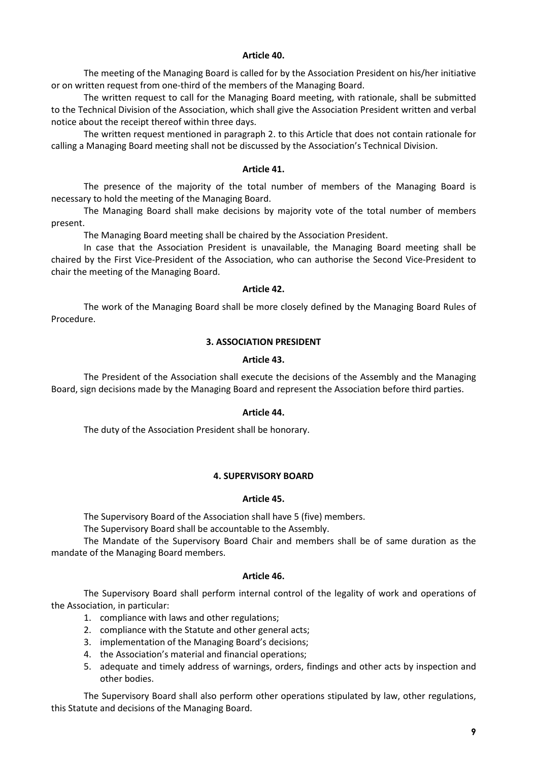**Article 40.**

The meeting of the Managing Board is called for by the Association President on his/her initiative or on written request from one-third of the members of the Managing Board.

The written request to call for the Managing Board meeting, with rationale, shall be submitted to the Technical Division of the Association, which shall give the Association President written and verbal notice about the receipt thereof within three days.

The written request mentioned in paragraph 2. to this Article that does not contain rationale for calling a Managing Board meeting shall not be discussed by the Association's Technical Division.

**Article 41.**

The presence of the majority of the total number of members of the Managing Board is necessary to hold the meeting of the Managing Board.

The Managing Board shall make decisions by majority vote of the total number of members present.

The Managing Board meeting shall be chaired by the Association President.

In case that the Association President is unavailable, the Managing Board meeting shall be chaired by the First Vice-President of the Association, who can authorise the Second Vice-President to chair the meeting of the Managing Board.

**Article 42.**

The work of the Managing Board shall be more closely defined by the Managing Board Rules of Procedure.

### 3. ASSOCIATION PRESIDENT

**Article 43.**

The President of the Association shall execute the decisions of the Assembly and the Managing Board, sign decisions made by the Managing Board and represent the Association before third parties.

**Article 44.**

The duty of the Association President shall be honorary.

### 4. SUPERVISORY BOARD

**Article 45.**

The Supervisory Board of the Association shall have 5 (five) members.

The Supervisory Board shall be accountable to the Assembly.

The Mandate of the Supervisory Board Chair and members shall be of same duration as the mandate of the Managing Board members.

**Article 46.**

The Supervisory Board shall perform internal control of the legality of work and operations of the Association, in particular:

1. compliance with laws and other regulations;
2. compliance with the Statute and other general acts;
3. implementation of the Managing Board's decisions;
4. the Association's material and financial operations;
5. adequate and timely address of warnings, orders, findings and other acts by inspection and other bodies.

The Supervisory Board shall also perform other operations stipulated by law, other regulations, this Statute and decisions of the Managing Board.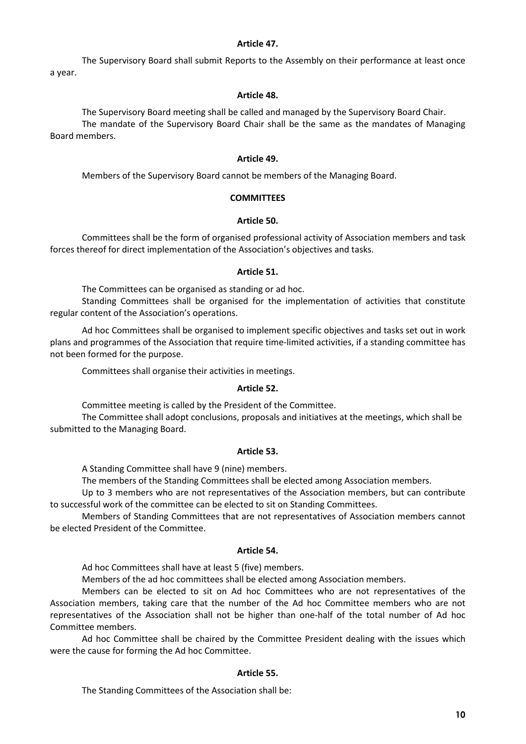**Article 47.**

The Supervisory Board shall submit Reports to the Assembly on their performance at least once a year.

**Article 48.**

The Supervisory Board meeting shall be called and managed by the Supervisory Board Chair.

The mandate of the Supervisory Board Chair shall be the same as the mandates of Managing Board members.

**Article 49.**

Members of the Supervisory Board cannot be members of the Managing Board.

## COMMITTEES

**Article 50.**

Committees shall be the form of organised professional activity of Association members and task forces thereof for direct implementation of the Association's objectives and tasks.

**Article 51.**

The Committees can be organised as standing or ad hoc.

Standing Committees shall be organised for the implementation of activities that constitute regular content of the Association's operations.

Ad hoc Committees shall be organised to implement specific objectives and tasks set out in work plans and programmes of the Association that require time-limited activities, if a standing committee has not been formed for the purpose.

Committees shall organise their activities in meetings.

**Article 52.**

Committee meeting is called by the President of the Committee.

The Committee shall adopt conclusions, proposals and initiatives at the meetings, which shall be submitted to the Managing Board.

**Article 53.**

A Standing Committee shall have 9 (nine) members.

The members of the Standing Committees shall be elected among Association members.

Up to 3 members who are not representatives of the Association members, but can contribute to successful work of the committee can be elected to sit on Standing Committees.

Members of Standing Committees that are not representatives of Association members cannot be elected President of the Committee.

**Article 54.**

Ad hoc Committees shall have at least 5 (five) members.

Members of the ad hoc committees shall be elected among Association members.

Members can be elected to sit on Ad hoc Committees who are not representatives of the Association members, taking care that the number of the Ad hoc Committee members who are not representatives of the Association shall not be higher than one-half of the total number of Ad hoc Committee members.

Ad hoc Committee shall be chaired by the Committee President dealing with the issues which were the cause for forming the Ad hoc Committee.

**Article 55.**

The Standing Committees of the Association shall be: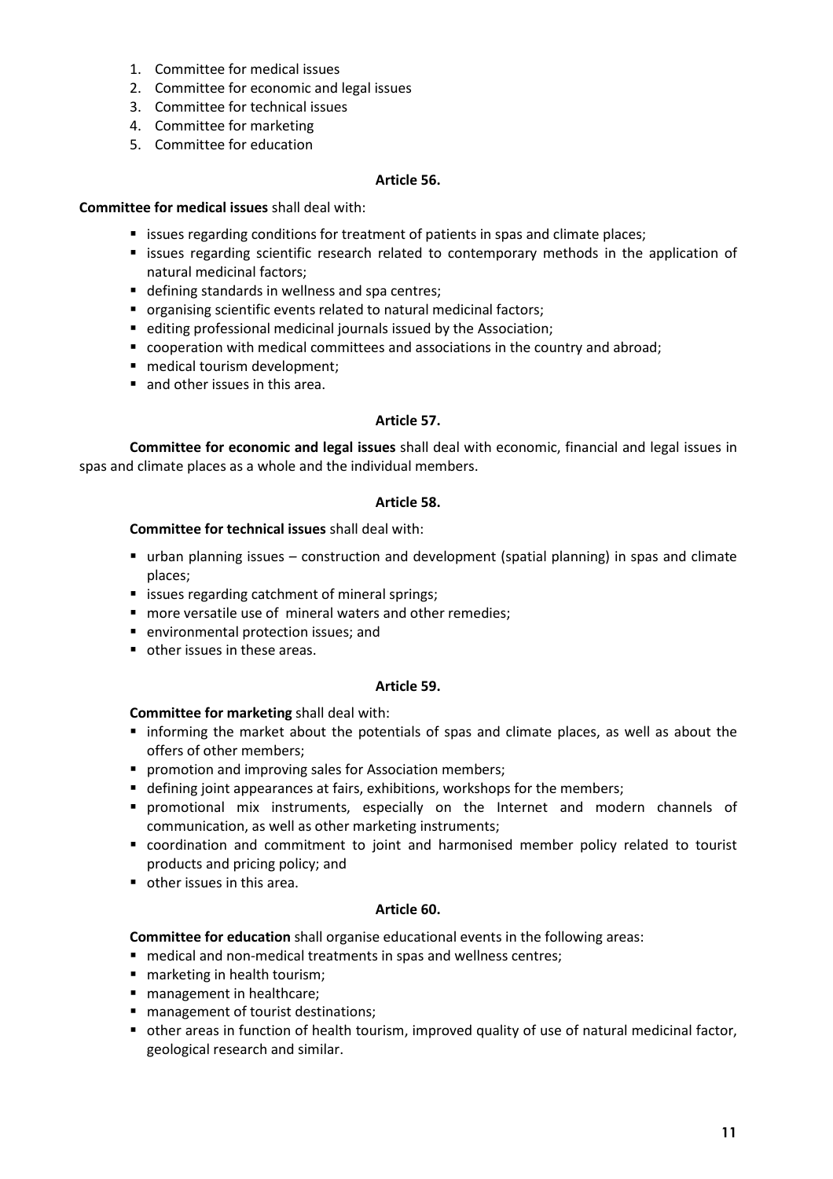1. Committee for medical issues
2. Committee for economic and legal issues
3. Committee for technical issues
4. Committee for marketing
5. Committee for education

### Article 56.

**Committee for medical issues** shall deal with:

- issues regarding conditions for treatment of patients in spas and climate places;
- issues regarding scientific research related to contemporary methods in the application of natural medicinal factors;
- defining standards in wellness and spa centres;
- organising scientific events related to natural medicinal factors;
- editing professional medicinal journals issued by the Association;
- cooperation with medical committees and associations in the country and abroad;
- medical tourism development;
- and other issues in this area.

### Article 57.

**Committee for economic and legal issues** shall deal with economic, financial and legal issues in spas and climate places as a whole and the individual members.

### Article 58.

**Committee for technical issues** shall deal with:

- urban planning issues – construction and development (spatial planning) in spas and climate places;
- issues regarding catchment of mineral springs;
- more versatile use of mineral waters and other remedies;
- environmental protection issues; and
- other issues in these areas.

### Article 59.

**Committee for marketing** shall deal with:

- informing the market about the potentials of spas and climate places, as well as about the offers of other members;
- promotion and improving sales for Association members;
- defining joint appearances at fairs, exhibitions, workshops for the members;
- promotional mix instruments, especially on the Internet and modern channels of communication, as well as other marketing instruments;
- coordination and commitment to joint and harmonised member policy related to tourist products and pricing policy; and
- other issues in this area.

### Article 60.

**Committee for education** shall organise educational events in the following areas:

- medical and non-medical treatments in spas and wellness centres;
- marketing in health tourism;
- management in healthcare;
- management of tourist destinations;
- other areas in function of health tourism, improved quality of use of natural medicinal factor, geological research and similar.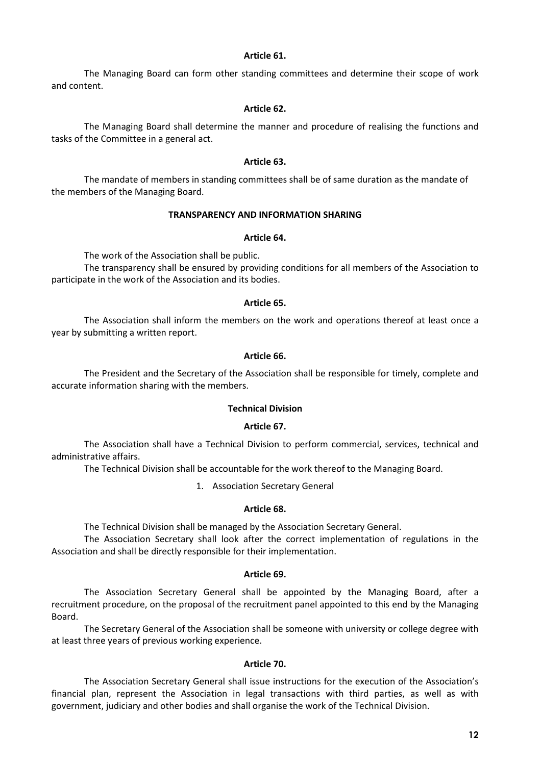**Article 61.**

The Managing Board can form other standing committees and determine their scope of work and content.

**Article 62.**

The Managing Board shall determine the manner and procedure of realising the functions and tasks of the Committee in a general act.

**Article 63.**

The mandate of members in standing committees shall be of same duration as the mandate of the members of the Managing Board.

**TRANSPARENCY AND INFORMATION SHARING**

**Article 64.**

The work of the Association shall be public.

The transparency shall be ensured by providing conditions for all members of the Association to participate in the work of the Association and its bodies.

**Article 65.**

The Association shall inform the members on the work and operations thereof at least once a year by submitting a written report.

**Article 66.**

The President and the Secretary of the Association shall be responsible for timely, complete and accurate information sharing with the members.

**Technical Division**

**Article 67.**

The Association shall have a Technical Division to perform commercial, services, technical and administrative affairs.

The Technical Division shall be accountable for the work thereof to the Managing Board.

1. Association Secretary General

**Article 68.**

The Technical Division shall be managed by the Association Secretary General.

The Association Secretary shall look after the correct implementation of regulations in the Association and shall be directly responsible for their implementation.

**Article 69.**

The Association Secretary General shall be appointed by the Managing Board, after a recruitment procedure, on the proposal of the recruitment panel appointed to this end by the Managing Board.

The Secretary General of the Association shall be someone with university or college degree with at least three years of previous working experience.

**Article 70.**

The Association Secretary General shall issue instructions for the execution of the Association's financial plan, represent the Association in legal transactions with third parties, as well as with government, judiciary and other bodies and shall organise the work of the Technical Division.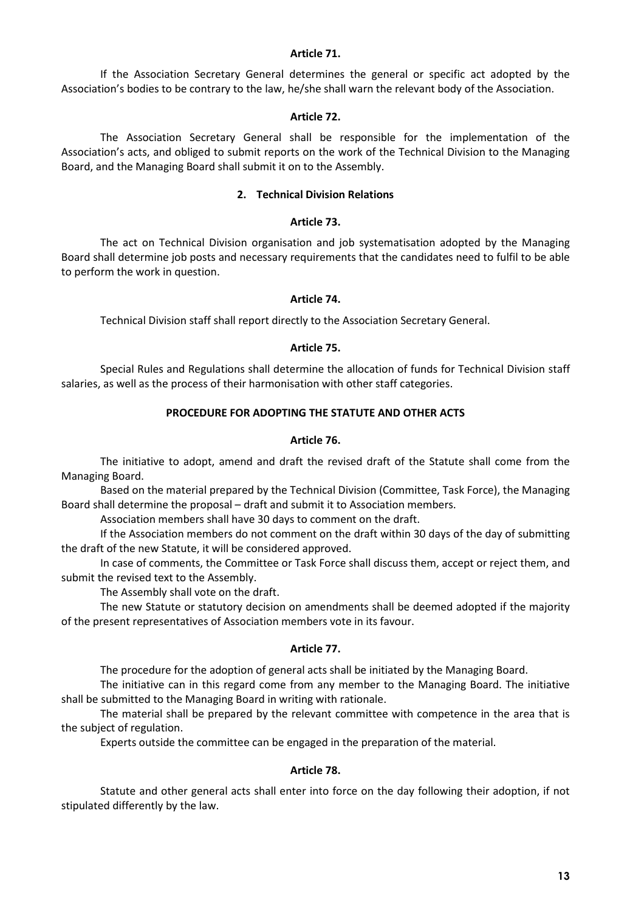### Article 71.

If the Association Secretary General determines the general or specific act adopted by the Association's bodies to be contrary to the law, he/she shall warn the relevant body of the Association.

### Article 72.

The Association Secretary General shall be responsible for the implementation of the Association's acts, and obliged to submit reports on the work of the Technical Division to the Managing Board, and the Managing Board shall submit it on to the Assembly.

## 2. Technical Division Relations

### Article 73.

The act on Technical Division organisation and job systematisation adopted by the Managing Board shall determine job posts and necessary requirements that the candidates need to fulfil to be able to perform the work in question.

### Article 74.

Technical Division staff shall report directly to the Association Secretary General.

### Article 75.

Special Rules and Regulations shall determine the allocation of funds for Technical Division staff salaries, as well as the process of their harmonisation with other staff categories.

## PROCEDURE FOR ADOPTING THE STATUTE AND OTHER ACTS

### Article 76.

The initiative to adopt, amend and draft the revised draft of the Statute shall come from the Managing Board.

Based on the material prepared by the Technical Division (Committee, Task Force), the Managing Board shall determine the proposal – draft and submit it to Association members.

Association members shall have 30 days to comment on the draft.

If the Association members do not comment on the draft within 30 days of the day of submitting the draft of the new Statute, it will be considered approved.

In case of comments, the Committee or Task Force shall discuss them, accept or reject them, and submit the revised text to the Assembly.

The Assembly shall vote on the draft.

The new Statute or statutory decision on amendments shall be deemed adopted if the majority of the present representatives of Association members vote in its favour.

### Article 77.

The procedure for the adoption of general acts shall be initiated by the Managing Board.

The initiative can in this regard come from any member to the Managing Board. The initiative shall be submitted to the Managing Board in writing with rationale.

The material shall be prepared by the relevant committee with competence in the area that is the subject of regulation.

Experts outside the committee can be engaged in the preparation of the material.

### Article 78.

Statute and other general acts shall enter into force on the day following their adoption, if not stipulated differently by the law.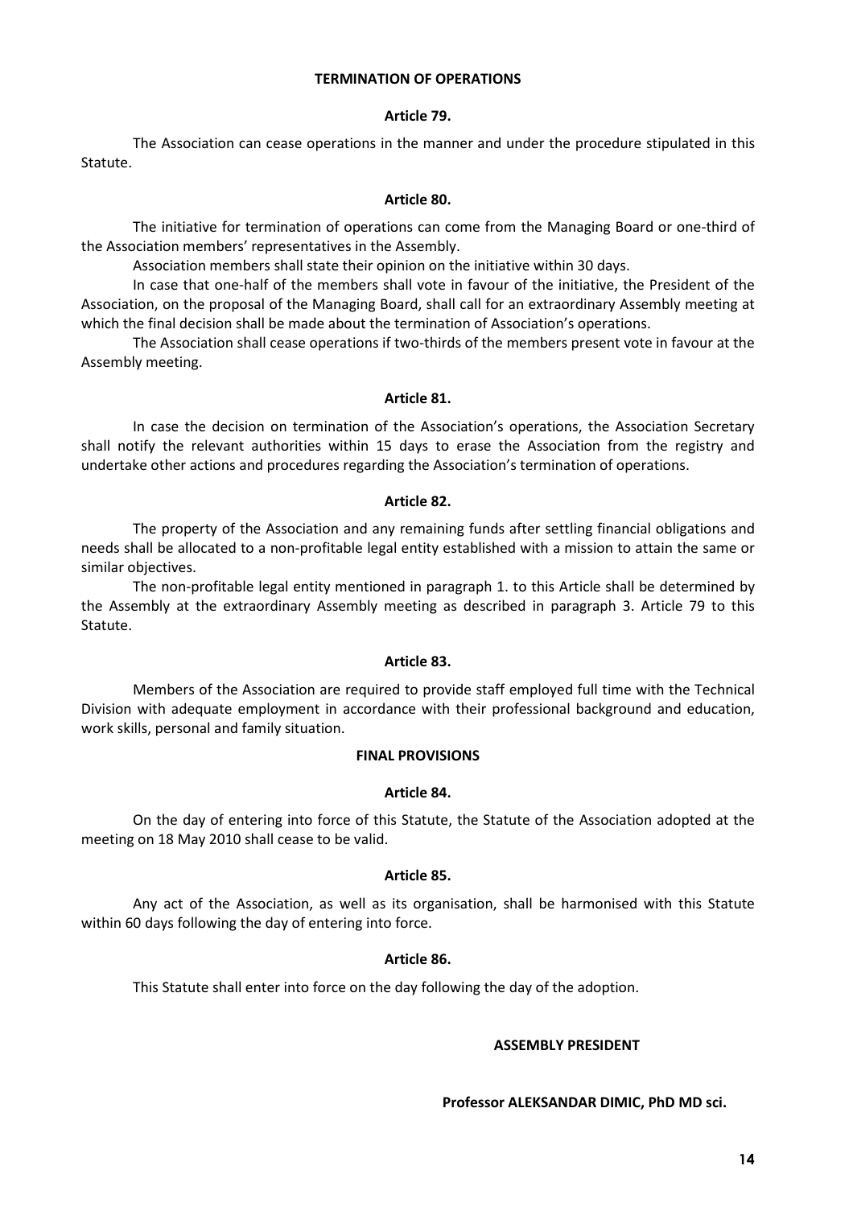## TERMINATION OF OPERATIONS

### Article 79.

The Association can cease operations in the manner and under the procedure stipulated in this Statute.

### Article 80.

The initiative for termination of operations can come from the Managing Board or one-third of the Association members' representatives in the Assembly.

Association members shall state their opinion on the initiative within 30 days.

In case that one-half of the members shall vote in favour of the initiative, the President of the Association, on the proposal of the Managing Board, shall call for an extraordinary Assembly meeting at which the final decision shall be made about the termination of Association's operations.

The Association shall cease operations if two-thirds of the members present vote in favour at the Assembly meeting.

### Article 81.

In case the decision on termination of the Association's operations, the Association Secretary shall notify the relevant authorities within 15 days to erase the Association from the registry and undertake other actions and procedures regarding the Association's termination of operations.

### Article 82.

The property of the Association and any remaining funds after settling financial obligations and needs shall be allocated to a non-profitable legal entity established with a mission to attain the same or similar objectives.

The non-profitable legal entity mentioned in paragraph 1. to this Article shall be determined by the Assembly at the extraordinary Assembly meeting as described in paragraph 3. Article 79 to this Statute.

### Article 83.

Members of the Association are required to provide staff employed full time with the Technical Division with adequate employment in accordance with their professional background and education, work skills, personal and family situation.

## FINAL PROVISIONS

### Article 84.

On the day of entering into force of this Statute, the Statute of the Association adopted at the meeting on 18 May 2010 shall cease to be valid.

### Article 85.

Any act of the Association, as well as its organisation, shall be harmonised with this Statute within 60 days following the day of entering into force.

### Article 86.

This Statute shall enter into force on the day following the day of the adoption.

**ASSEMBLY PRESIDENT**

**Professor ALEKSANDAR DIMIC, PhD MD sci.**